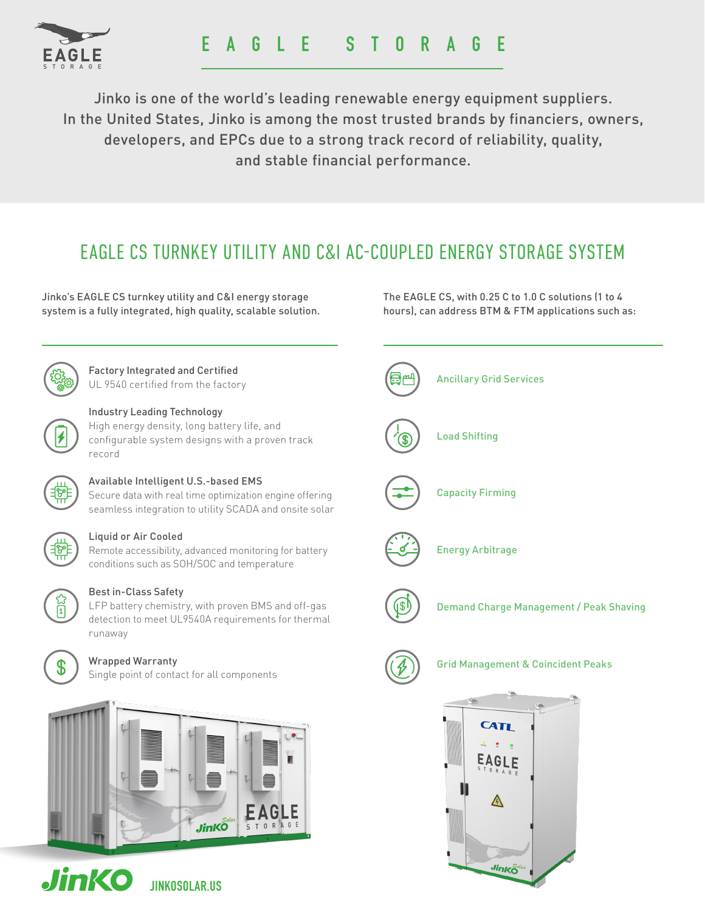# EAGLE STORAGE

Jinko is one of the world's leading renewable energy equipment suppliers. In the United States, Jinko is among the most trusted brands by financiers, owners, developers, and EPCs due to a strong track record of reliability, quality, and stable financial performance.

## EAGLE CS TURNKEY UTILITY AND C&I AC-COUPLED ENERGY STORAGE SYSTEM

Jinko's EAGLE CS turnkey utility and C&I energy storage system is a fully integrated, high quality, scalable solution.

**Factory Integrated and Certified**
UL 9540 certified from the factory

**Industry Leading Technology**
High energy density, long battery life, and configurable system designs with a proven track record

**Available Intelligent U.S.-based EMS**
Secure data with real time optimization engine offering seamless integration to utility SCADA and onsite solar

**Liquid or Air Cooled**
Remote accessibility, advanced monitoring for battery conditions such as SOH/SOC and temperature

**Best in-Class Safety**
LFP battery chemistry, with proven BMS and off-gas detection to meet UL9540A requirements for thermal runaway

**Wrapped Warranty**
Single point of contact for all components

The EAGLE CS, with 0.25 C to 1.0 C solutions (1 to 4 hours), can address BTM & FTM applications such as:

- Ancillary Grid Services
- Load Shifting
- Capacity Firming
- Energy Arbitrage
- Demand Charge Management / Peak Shaving
- Grid Management & Coincident Peaks

JINKOSOLAR.US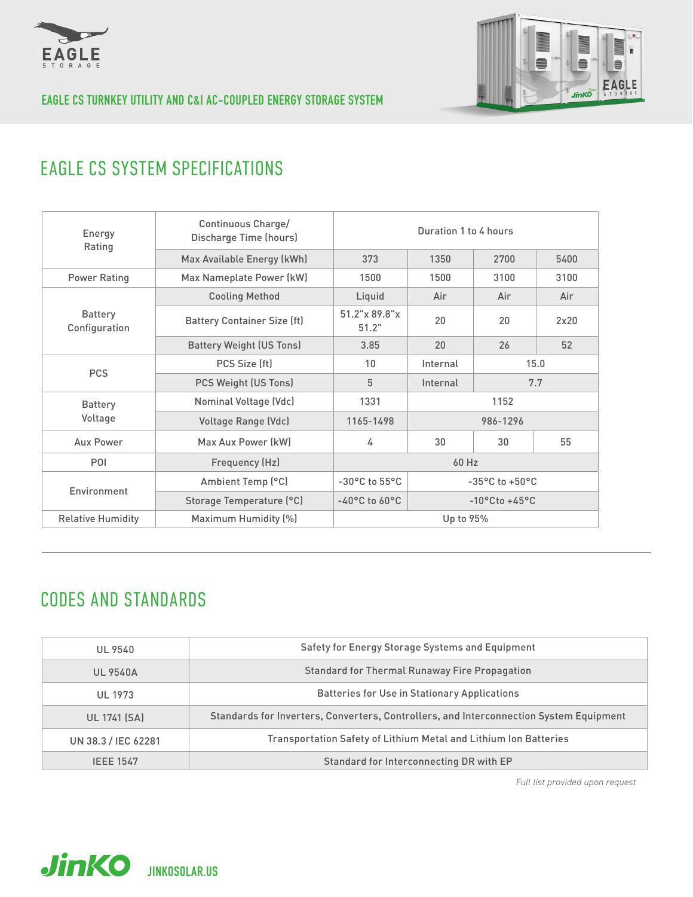EAGLE STORAGE

EAGLE CS TURNKEY UTILITY AND C&I AC-COUPLED ENERGY STORAGE SYSTEM

# EAGLE CS SYSTEM SPECIFICATIONS

| | | | | | |
|---|---|---|---|---|---|
| Energy Rating | Continuous Charge/ Discharge Time (hours) | Duration 1 to 4 hours | | | |
| | Max Available Energy (kWh) | 373 | 1350 | 2700 | 5400 |
| Power Rating | Max Nameplate Power (kW) | 1500 | 1500 | 3100 | 3100 |
| Battery Configuration | Cooling Method | Liquid | Air | Air | Air |
| | Battery Container Size (ft) | 51.2"x 89.8"x 51.2" | 20 | 20 | 2x20 |
| | Battery Weight (US Tons) | 3.85 | 20 | 26 | 52 |
| PCS | PCS Size (ft) | 10 | Internal | 15.0 | |
| | PCS Weight (US Tons) | 5 | Internal | 7.7 | |
| Battery Voltage | Nominal Voltage (Vdc) | 1331 | 1152 | | |
| | Voltage Range (Vdc) | 1165-1498 | 986-1296 | | |
| Aux Power | Max Aux Power (kW) | 4 | 30 | 30 | 55 |
| POI | Frequency (Hz) | 60 Hz | | | |
| Environment | Ambient Temp (°C) | -30°C to 55°C | -35°C to +50°C | | |
| | Storage Temperature (°C) | -40°C to 60°C | -10°Cto +45°C | | |
| Relative Humidity | Maximum Humidity (%) | Up to 95% | | | |

# CODES AND STANDARDS

| | |
|---|---|
| UL 9540 | Safety for Energy Storage Systems and Equipment |
| UL 9540A | Standard for Thermal Runaway Fire Propagation |
| UL 1973 | Batteries for Use in Stationary Applications |
| UL 1741 (SA) | Standards for Inverters, Converters, Controllers, and Interconnection System Equipment |
| UN 38.3 / IEC 62281 | Transportation Safety of Lithium Metal and Lithium Ion Batteries |
| IEEE 1547 | Standard for Interconnecting DR with EP |

*Full list provided upon request*

JinKO JINKOSOLAR.US